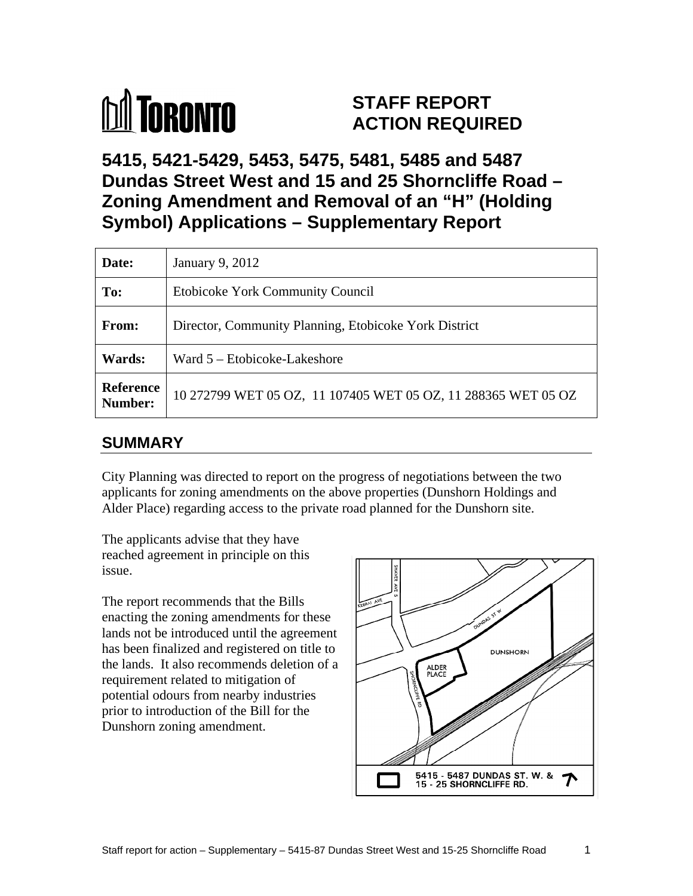# STAFF REPORT ACTION REQUIRED

# 5415, 5421-5429, 5453, 5475, 5481, 5485 and 5487 Dundas Street West and 15 and 25 Shorncliffe Road – Zoning Amendment and Removal of an "H" (Holding Symbol) Applications – Supplementary Report

| Date: | January 9, 2012 |
|---|---|
| To: | Etobicoke York Community Council |
| From: | Director, Community Planning, Etobicoke York District |
| Wards: | Ward 5 – Etobicoke-Lakeshore |
| Reference Number: | 10 272799 WET 05 OZ, 11 107405 WET 05 OZ, 11 288365 WET 05 OZ |

## SUMMARY

City Planning was directed to report on the progress of negotiations between the two applicants for zoning amendments on the above properties (Dunshorn Holdings and Alder Place) regarding access to the private road planned for the Dunshorn site.

The applicants advise that they have reached agreement in principle on this issue.

The report recommends that the Bills enacting the zoning amendments for these lands not be introduced until the agreement has been finalized and registered on title to the lands. It also recommends deletion of a requirement related to mitigation of potential odours from nearby industries prior to introduction of the Bill for the Dunshorn zoning amendment.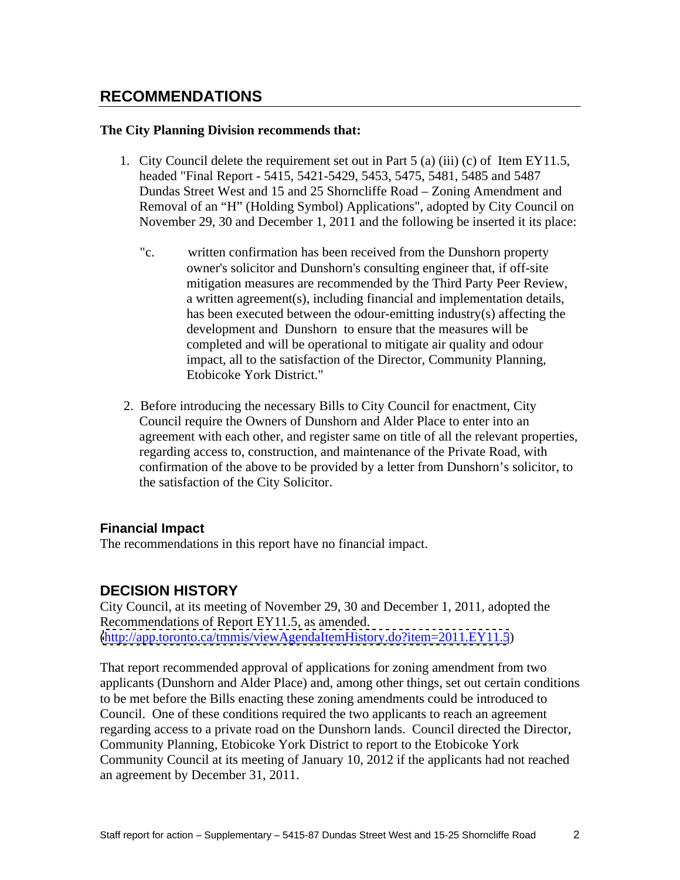## RECOMMENDATIONS

**The City Planning Division recommends that:**

1. City Council delete the requirement set out in Part 5 (a) (iii) (c) of Item EY11.5, headed "Final Report - 5415, 5421-5429, 5453, 5475, 5481, 5485 and 5487 Dundas Street West and 15 and 25 Shorncliffe Road – Zoning Amendment and Removal of an "H" (Holding Symbol) Applications", adopted by City Council on November 29, 30 and December 1, 2011 and the following be inserted it its place:

   "c. written confirmation has been received from the Dunshorn property owner's solicitor and Dunshorn's consulting engineer that, if off-site mitigation measures are recommended by the Third Party Peer Review, a written agreement(s), including financial and implementation details, has been executed between the odour-emitting industry(s) affecting the development and Dunshorn to ensure that the measures will be completed and will be operational to mitigate air quality and odour impact, all to the satisfaction of the Director, Community Planning, Etobicoke York District."

2. Before introducing the necessary Bills to City Council for enactment, City Council require the Owners of Dunshorn and Alder Place to enter into an agreement with each other, and register same on title of all the relevant properties, regarding access to, construction, and maintenance of the Private Road, with confirmation of the above to be provided by a letter from Dunshorn's solicitor, to the satisfaction of the City Solicitor.

### Financial Impact

The recommendations in this report have no financial impact.

## DECISION HISTORY

City Council, at its meeting of November 29, 30 and December 1, 2011, adopted the Recommendations of Report EY11.5, as amended.
(http://app.toronto.ca/tmmis/viewAgendaItemHistory.do?item=2011.EY11.5)

That report recommended approval of applications for zoning amendment from two applicants (Dunshorn and Alder Place) and, among other things, set out certain conditions to be met before the Bills enacting these zoning amendments could be introduced to Council. One of these conditions required the two applicants to reach an agreement regarding access to a private road on the Dunshorn lands. Council directed the Director, Community Planning, Etobicoke York District to report to the Etobicoke York Community Council at its meeting of January 10, 2012 if the applicants had not reached an agreement by December 31, 2011.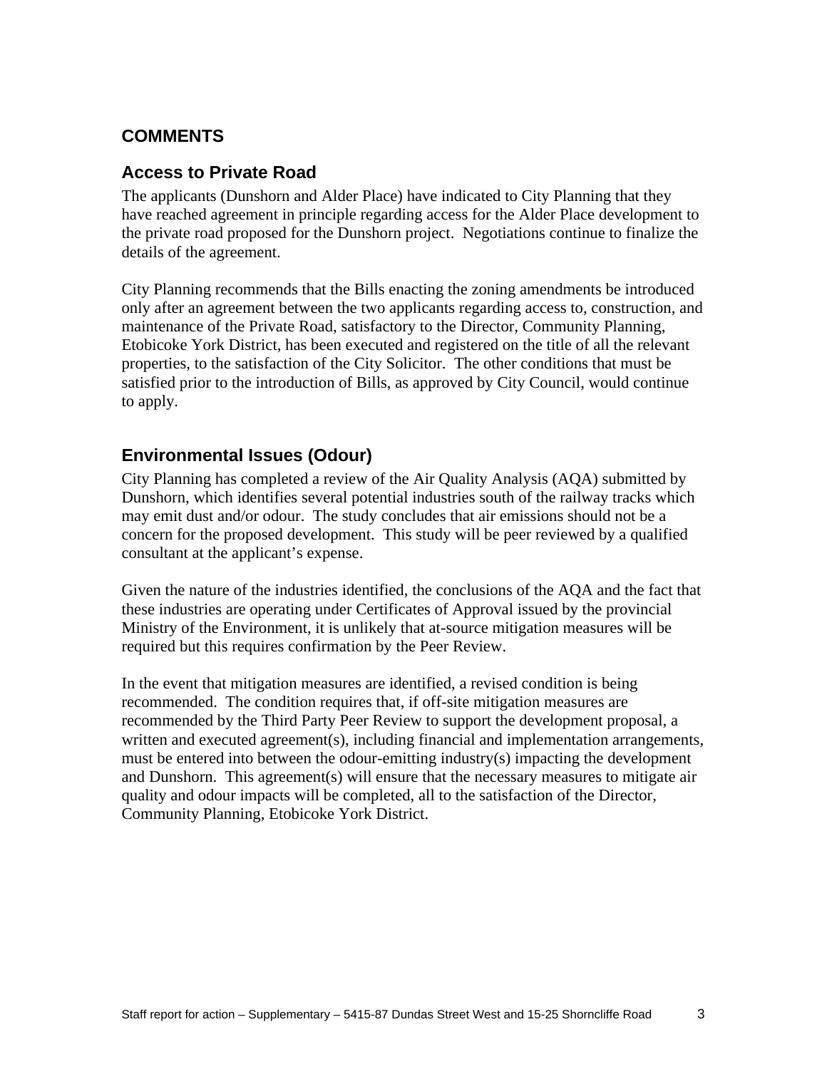## COMMENTS

### Access to Private Road

The applicants (Dunshorn and Alder Place) have indicated to City Planning that they have reached agreement in principle regarding access for the Alder Place development to the private road proposed for the Dunshorn project. Negotiations continue to finalize the details of the agreement.

City Planning recommends that the Bills enacting the zoning amendments be introduced only after an agreement between the two applicants regarding access to, construction, and maintenance of the Private Road, satisfactory to the Director, Community Planning, Etobicoke York District, has been executed and registered on the title of all the relevant properties, to the satisfaction of the City Solicitor. The other conditions that must be satisfied prior to the introduction of Bills, as approved by City Council, would continue to apply.

### Environmental Issues (Odour)

City Planning has completed a review of the Air Quality Analysis (AQA) submitted by Dunshorn, which identifies several potential industries south of the railway tracks which may emit dust and/or odour. The study concludes that air emissions should not be a concern for the proposed development. This study will be peer reviewed by a qualified consultant at the applicant's expense.

Given the nature of the industries identified, the conclusions of the AQA and the fact that these industries are operating under Certificates of Approval issued by the provincial Ministry of the Environment, it is unlikely that at-source mitigation measures will be required but this requires confirmation by the Peer Review.

In the event that mitigation measures are identified, a revised condition is being recommended. The condition requires that, if off-site mitigation measures are recommended by the Third Party Peer Review to support the development proposal, a written and executed agreement(s), including financial and implementation arrangements, must be entered into between the odour-emitting industry(s) impacting the development and Dunshorn. This agreement(s) will ensure that the necessary measures to mitigate air quality and odour impacts will be completed, all to the satisfaction of the Director, Community Planning, Etobicoke York District.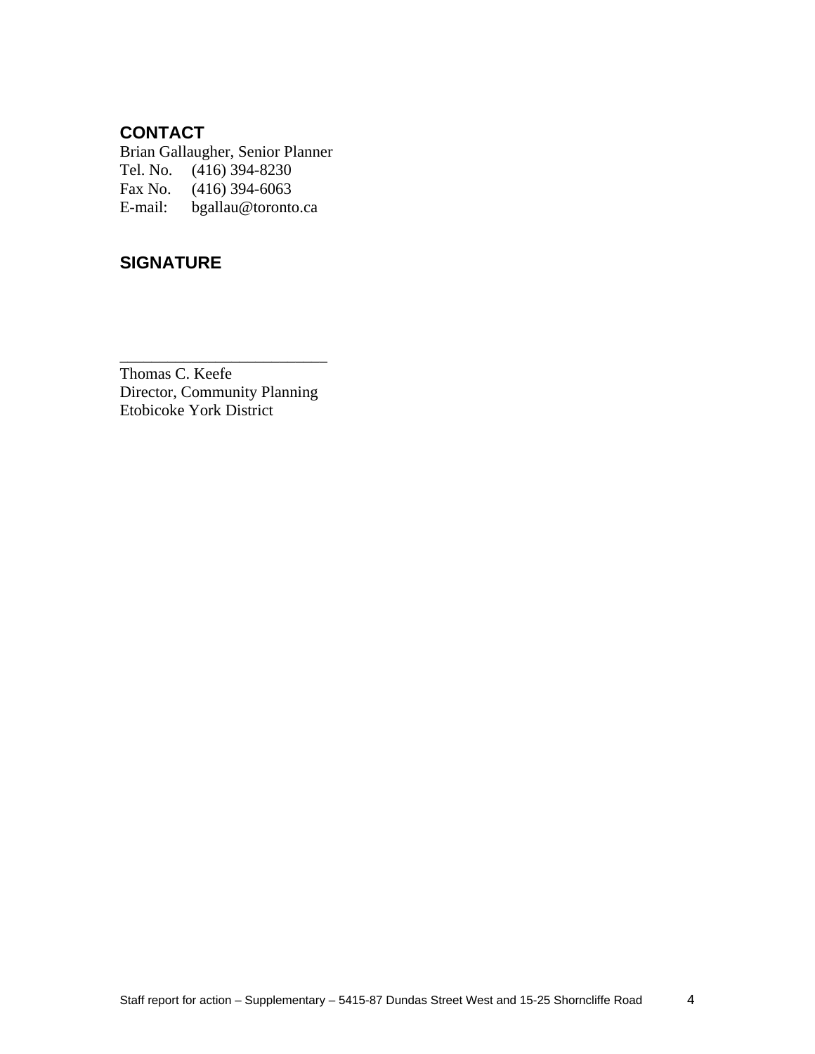## CONTACT

Brian Gallaugher, Senior Planner
Tel. No. (416) 394-8230
Fax No. (416) 394-6063
E-mail: bgallau@toronto.ca

## SIGNATURE

_______________________________
Thomas C. Keefe
Director, Community Planning
Etobicoke York District